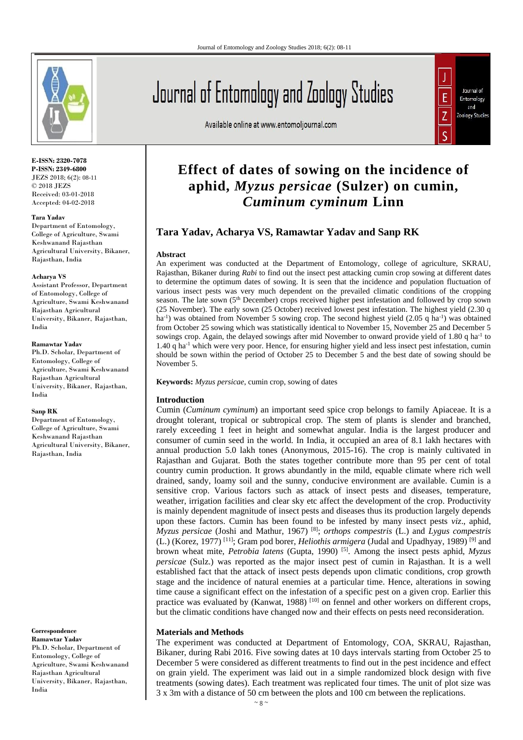**E-ISSN: 2320-7078**
**P-ISSN: 2349-6800**
JEZS 2018; 6(2): 08-11
© 2018 JEZS
Received: 03-01-2018
Accepted: 04-02-2018

**Tara Yadav**
Department of Entomology, College of Agriculture, Swami Keshwanand Rajasthan Agricultural University, Bikaner, Rajasthan, India

**Acharya VS**
Assistant Professor, Department of Entomology, College of Agriculture, Swami Keshwanand Rajasthan Agricultural University, Bikaner, Rajasthan, India

**Ramawtar Yadav**
Ph.D. Scholar, Department of Entomology, College of Agriculture, Swami Keshwanand Rajasthan Agricultural University, Bikaner, Rajasthan, India

**Sanp RK**
Department of Entomology, College of Agriculture, Swami Keshwanand Rajasthan Agricultural University, Bikaner, Rajasthan, India

**Correspondence**
**Ramawtar Yadav**
Ph.D. Scholar, Department of Entomology, College of Agriculture, Swami Keshwanand Rajasthan Agricultural University, Bikaner, Rajasthan, India

# Effect of dates of sowing on the incidence of aphid, *Myzus persicae* (Sulzer) on cumin, *Cuminum cyminum* Linn

## Tara Yadav, Acharya VS, Ramawtar Yadav and Sanp RK

### Abstract

An experiment was conducted at the Department of Entomology, college of agriculture, SKRAU, Rajasthan, Bikaner during *Rabi* to find out the insect pest attacking cumin crop sowing at different dates to determine the optimum dates of sowing. It is seen that the incidence and population fluctuation of various insect pests was very much dependent on the prevailed climatic conditions of the cropping season. The late sown (5th December) crops received higher pest infestation and followed by crop sown (25 November). The early sown (25 October) received lowest pest infestation. The highest yield (2.30 q ha$^{-1}$) was obtained from November 5 sowing crop. The second highest yield (2.05 q ha$^{-1}$) was obtained from October 25 sowing which was statistically identical to November 15, November 25 and December 5 sowings crop. Again, the delayed sowings after mid November to onward provide yield of 1.80 q ha$^{-1}$ to 1.40 q ha$^{-1}$ which were very poor. Hence, for ensuring higher yield and less insect pest infestation, cumin should be sown within the period of October 25 to December 5 and the best date of sowing should be November 5.

**Keywords:** *Myzus persicae*, cumin crop, sowing of dates

### Introduction

Cumin (*Cuminum cyminum*) an important seed spice crop belongs to family Apiaceae. It is a drought tolerant, tropical or subtropical crop. The stem of plants is slender and branched, rarely exceeding 1 feet in height and somewhat angular. India is the largest producer and consumer of cumin seed in the world. In India, it occupied an area of 8.1 lakh hectares with annual production 5.0 lakh tones (Anonymous, 2015-16). The crop is mainly cultivated in Rajasthan and Gujarat. Both the states together contribute more than 95 per cent of total country cumin production. It grows abundantly in the mild, equable climate where rich well drained, sandy, loamy soil and the sunny, conducive environment are available. Cumin is a sensitive crop. Various factors such as attack of insect pests and diseases, temperature, weather, irrigation facilities and clear sky etc affect the development of the crop. Productivity is mainly dependent magnitude of insect pests and diseases thus its production largely depends upon these factors. Cumin has been found to be infested by many insect pests *viz*., aphid, *Myzus persicae* (Joshi and Mathur, 1967) [8]; *orthops compestris* (L.) and *Lygus compestris* (L.) (Korez, 1977) [11]; Gram pod borer, *Heliothis armigera* (Judal and Upadhyay, 1989) [9] and brown wheat mite, *Petrobia latens* (Gupta, 1990) [5]. Among the insect pests aphid, *Myzus persicae* (Sulz.) was reported as the major insect pest of cumin in Rajasthan. It is a well established fact that the attack of insect pests depends upon climatic conditions, crop growth stage and the incidence of natural enemies at a particular time. Hence, alterations in sowing time cause a significant effect on the infestation of a specific pest on a given crop. Earlier this practice was evaluated by (Kanwat, 1988) [10] on fennel and other workers on different crops, but the climatic conditions have changed now and their effects on pests need reconsideration.

### Materials and Methods

The experiment was conducted at Department of Entomology, COA, SKRAU, Rajasthan, Bikaner, during Rabi 2016. Five sowing dates at 10 days intervals starting from October 25 to December 5 were considered as different treatments to find out in the pest incidence and effect on grain yield. The experiment was laid out in a simple randomized block design with five treatments (sowing dates). Each treatment was replicated four times. The unit of plot size was 3 x 3m with a distance of 50 cm between the plots and 100 cm between the replications.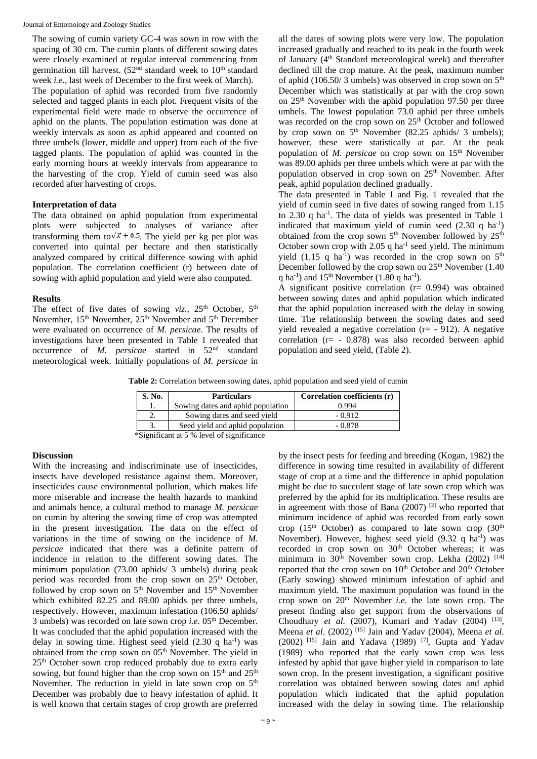The sowing of cumin variety GC-4 was sown in row with the spacing of 30 cm. The cumin plants of different sowing dates were closely examined at regular interval commencing from germination till harvest. (52nd standard week to 10th standard week *i.e*., last week of December to the first week of March).

The population of aphid was recorded from five randomly selected and tagged plants in each plot. Frequent visits of the experimental field were made to observe the occurrence of aphid on the plants. The population estimation was done at weekly intervals as soon as aphid appeared and counted on three umbels (lower, middle and upper) from each of the five tagged plants. The population of aphid was counted in the early morning hours at weekly intervals from appearance to the harvesting of the crop. Yield of cumin seed was also recorded after harvesting of crops.

### Interpretation of data

The data obtained on aphid population from experimental plots were subjected to analyses of variance after transforming them to $\sqrt{X + 0.5}$. The yield per kg per plot was converted into quintal per hectare and then statistically analyzed compared by critical difference sowing with aphid population. The correlation coefficient (r) between date of sowing with aphid population and yield were also computed.

### Results

The effect of five dates of sowing *viz.*, 25th October, 5th November, 15th November, 25th November and 5th December were evaluated on occurrence of *M. persicae*. The results of investigations have been presented in Table 1 revealed that occurrence of *M. persicae* started in 52nd standard meteorological week. Initially populations of *M. persicae* in all the dates of sowing plots were very low. The population increased gradually and reached to its peak in the fourth week of January (4th Standard meteorological week) and thereafter declined till the crop mature. At the peak, maximum number of aphid (106.50/ 3 umbels) was observed in crop sown on 5th December which was statistically at par with the crop sown on 25th November with the aphid population 97.50 per three umbels. The lowest population 73.0 aphid per three umbels was recorded on the crop sown on 25th October and followed by crop sown on 5th November (82.25 aphids/ 3 umbels); however, these were statistically at par. At the peak population of *M. persicae* on crop sown on 15th November was 89.00 aphids per three umbels which were at par with the population observed in crop sown on 25th November. After peak, aphid population declined gradually.

The data presented in Table 1 and Fig. 1 revealed that the yield of cumin seed in five dates of sowing ranged from 1.15 to 2.30 q ha$^{-1}$. The data of yields was presented in Table 1 indicated that maximum yield of cumin seed (2.30 q ha$^{-1}$) obtained from the crop sown 5th November followed by 25th October sown crop with 2.05 q ha$^{-1}$ seed yield. The minimum yield (1.15 q ha$^{-1}$) was recorded in the crop sown on 5th December followed by the crop sown on 25th November (1.40 q ha$^{-1}$) and 15th November (1.80 q ha$^{-1}$).

A significant positive correlation (r= 0.994) was obtained between sowing dates and aphid population which indicated that the aphid population increased with the delay in sowing time. The relationship between the sowing dates and seed yield revealed a negative correlation (r= - 912). A negative correlation (r= - 0.878) was also recorded between aphid population and seed yield, (Table 2).

**Table 2:** Correlation between sowing dates, aphid population and seed yield of cumin

| S. No. | Particulars | Correlation coefficients (r) |
|---|---|---|
| 1. | Sowing dates and aphid population | 0.994 |
| 2. | Sowing dates and seed yield | - 0.912 |
| 3. | Seed yield and aphid population | - 0.878 |

*Significant at 5 % level of significance

### Discussion

With the increasing and indiscriminate use of insecticides, insects have developed resistance against them. Moreover, insecticides cause environmental pollution, which makes life more miserable and increase the health hazards to mankind and animals hence, a cultural method to manage *M. persicae* on cumin by altering the sowing time of crop was attempted in the present investigation. The data on the effect of variations in the time of sowing on the incidence of *M. persicae* indicated that there was a definite pattern of incidence in relation to the different sowing dates. The minimum population (73.00 aphids/ 3 umbels) during peak period was recorded from the crop sown on 25th October, followed by crop sown on 5th November and 15th November which exhibited 82.25 and 89.00 aphids per three umbels, respectively. However, maximum infestation (106.50 aphids/ 3 umbels) was recorded on late sown crop *i.e.* 05th December. It was concluded that the aphid population increased with the delay in sowing time. Highest seed yield (2.30 q ha$^{-1}$) was obtained from the crop sown on 05th November. The yield in 25th October sown crop reduced probably due to extra early sowing, but found higher than the crop sown on 15th and 25th November. The reduction in yield in late sown crop on 5th December was probably due to heavy infestation of aphid. It is well known that certain stages of crop growth are preferred by the insect pests for feeding and breeding (Kogan, 1982) the difference in sowing time resulted in availability of different stage of crop at a time and the difference in aphid population might be due to succulent stage of late sown crop which was preferred by the aphid for its multiplication. These results are in agreement with those of Bana (2007) [2] who reported that minimum incidence of aphid was recorded from early sown crop (15th October) as compared to late sown crop (30th November). However, highest seed yield (9.32 q ha$^{-1}$) was recorded in crop sown on 30th October whereas; it was minimum in 30th November sown crop. Lekha (2002) [14] reported that the crop sown on 10th October and 20th October (Early sowing) showed minimum infestation of aphid and maximum yield. The maximum population was found in the crop sown on 20th November *i.e.* the late sown crop. The present finding also get support from the observations of Choudhary *et al.* (2007), Kumari and Yadav (2004) [13], Meena *et al*. (2002) [15] Jain and Yadav (2004), Meena *et al*. (2002) [15] Jain and Yadava (1989) [7], Gupta and Yadav (1989) who reported that the early sown crop was less infested by aphid that gave higher yield in comparison to late sown crop. In the present investigation, a significant positive correlation was obtained between sowing dates and aphid population which indicated that the aphid population increased with the delay in sowing time. The relationship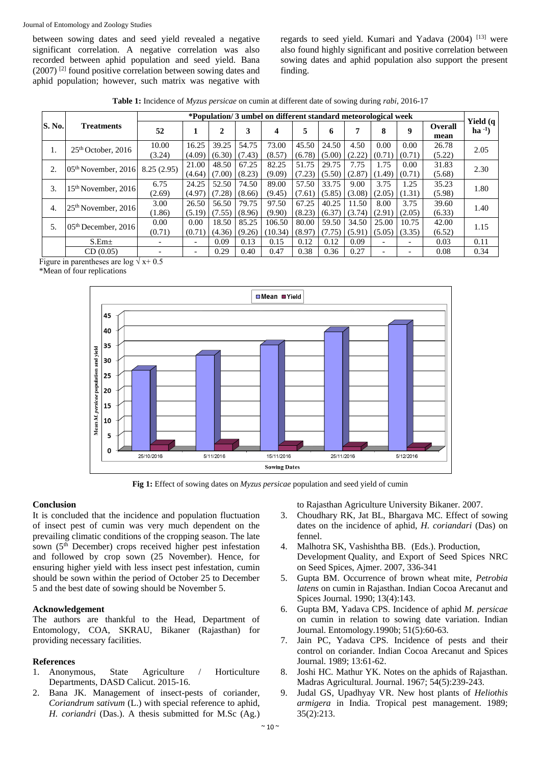between sowing dates and seed yield revealed a negative significant correlation. A negative correlation was also recorded between aphid population and seed yield. Bana (2007) [2] found positive correlation between sowing dates and aphid population; however, such matrix was negative with regards to seed yield. Kumari and Yadava (2004) [13] were also found highly significant and positive correlation between sowing dates and aphid population also support the present finding.

**Table 1:** Incidence of *Myzus persicae* on cumin at different date of sowing during *rabi*, 2016-17

| S. No. | Treatments | *Population/ 3 umbel on different standard meteorological week | | | | | | | | | | | Yield (q ha$^{-1}$) |
|---|---|---|---|---|---|---|---|---|---|---|---|---|---|
| | | 52 | 1 | 2 | 3 | 4 | 5 | 6 | 7 | 8 | 9 | Overall mean | |
| 1. | 25th October, 2016 | 10.00 (3.24) | 16.25 (4.09) | 39.25 (6.30) | 54.75 (7.43) | 73.00 (8.57) | 45.50 (6.78) | 24.50 (5.00) | 4.50 (2.22) | 0.00 (0.71) | 0.00 (0.71) | 26.78 (5.22) | 2.05 |
| 2. | 05th November, 2016 | 8.25 (2.95) | 21.00 (4.64) | 48.50 (7.00) | 67.25 (8.23) | 82.25 (9.09) | 51.75 (7.23) | 29.75 (5.50) | 7.75 (2.87) | 1.75 (1.49) | 0.00 (0.71) | 31.83 (5.68) | 2.30 |
| 3. | 15th November, 2016 | 6.75 (2.69) | 24.25 (4.97) | 52.50 (7.28) | 74.50 (8.66) | 89.00 (9.45) | 57.50 (7.61) | 33.75 (5.85) | 9.00 (3.08) | 3.75 (2.05) | 1.25 (1.31) | 35.23 (5.98) | 1.80 |
| 4. | 25th November, 2016 | 3.00 (1.86) | 26.50 (5.19) | 56.50 (7.55) | 79.75 (8.96) | 97.50 (9.90) | 67.25 (8.23) | 40.25 (6.37) | 11.50 (3.74) | 8.00 (2.91) | 3.75 (2.05) | 39.60 (6.33) | 1.40 |
| 5. | 05th December, 2016 | 0.00 (0.71) | 0.00 (0.71) | 18.50 (4.36) | 85.25 (9.26) | 106.50 (10.34) | 80.00 (8.97) | 59.50 (7.75) | 34.50 (5.91) | 25.00 (5.05) | 10.75 (3.35) | 42.00 (6.52) | 1.15 |
| | S.Em± | - | - | 0.09 | 0.13 | 0.15 | 0.12 | 0.12 | 0.09 | - | - | 0.03 | 0.11 |
| | CD (0.05) | - | - | 0.29 | 0.40 | 0.47 | 0.38 | 0.36 | 0.27 | - | - | 0.08 | 0.34 |

Figure in parentheses are log $\sqrt{x+0.5}$

*Mean of four replications

**Fig 1:** Effect of sowing dates on *Myzus persicae* population and seed yield of cumin

## Conclusion

It is concluded that the incidence and population fluctuation of insect pest of cumin was very much dependent on the prevailing climatic conditions of the cropping season. The late sown (5th December) crops received higher pest infestation and followed by crop sown (25 November). Hence, for ensuring higher yield with less insect pest infestation, cumin should be sown within the period of October 25 to December 5 and the best date of sowing should be November 5.

## Acknowledgement

The authors are thankful to the Head, Department of Entomology, COA, SKRAU, Bikaner (Rajasthan) for providing necessary facilities.

## References

1. Anonymous, State Agriculture / Horticulture Departments, DASD Calicut. 2015-16.
2. Bana JK. Management of insect-pests of coriander, *Coriandrum sativum* (L.) with special reference to aphid, *H. coriandri* (Das.). A thesis submitted for M.Sc (Ag.) to Rajasthan Agriculture University Bikaner. 2007.
3. Choudhary RK, Jat BL, Bhargava MC. Effect of sowing dates on the incidence of aphid, *H. coriandari* (Das) on fennel.
4. Malhotra SK, Vashishtha BB. (Eds.). Production, Development Quality, and Export of Seed Spices NRC on Seed Spices, Ajmer. 2007, 336-341
5. Gupta BM. Occurrence of brown wheat mite, *Petrobia latens* on cumin in Rajasthan. Indian Cocoa Arecanut and Spices Journal. 1990; 13(4):143.
6. Gupta BM, Yadava CPS. Incidence of aphid *M. persicae* on cumin in relation to sowing date variation. Indian Journal. Entomology.1990b; 51(5):60-63.
7. Jain PC, Yadava CPS. Incidence of pests and their control on coriander. Indian Cocoa Arecanut and Spices Journal. 1989; 13:61-62.
8. Joshi HC. Mathur YK. Notes on the aphids of Rajasthan. Madras Agricultural. Journal. 1967; 54(5):239-243.
9. Judal GS, Upadhyay VR. New host plants of *Heliothis armigera* in India. Tropical pest management. 1989; 35(2):213.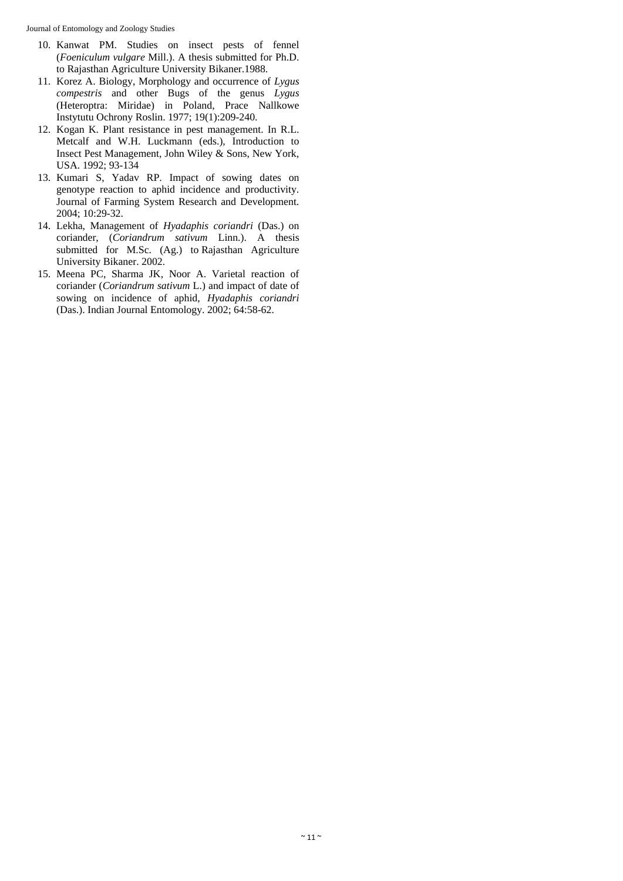10. Kanwat PM. Studies on insect pests of fennel (*Foeniculum vulgare* Mill.). A thesis submitted for Ph.D. to Rajasthan Agriculture University Bikaner.1988.
11. Korez A. Biology, Morphology and occurrence of *Lygus compestris* and other Bugs of the genus *Lygus* (Heteroptra: Miridae) in Poland, Prace Nallkowe Instytutu Ochrony Roslin. 1977; 19(1):209-240.
12. Kogan K. Plant resistance in pest management. In R.L. Metcalf and W.H. Luckmann (eds.), Introduction to Insect Pest Management, John Wiley & Sons, New York, USA. 1992; 93-134
13. Kumari S, Yadav RP. Impact of sowing dates on genotype reaction to aphid incidence and productivity. Journal of Farming System Research and Development. 2004; 10:29-32.
14. Lekha, Management of *Hyadaphis coriandri* (Das.) on coriander, (*Coriandrum sativum* Linn.). A thesis submitted for M.Sc. (Ag.) to Rajasthan Agriculture University Bikaner. 2002.
15. Meena PC, Sharma JK, Noor A. Varietal reaction of coriander (*Coriandrum sativum* L.) and impact of date of sowing on incidence of aphid, *Hyadaphis coriandri* (Das.). Indian Journal Entomology. 2002; 64:58-62.